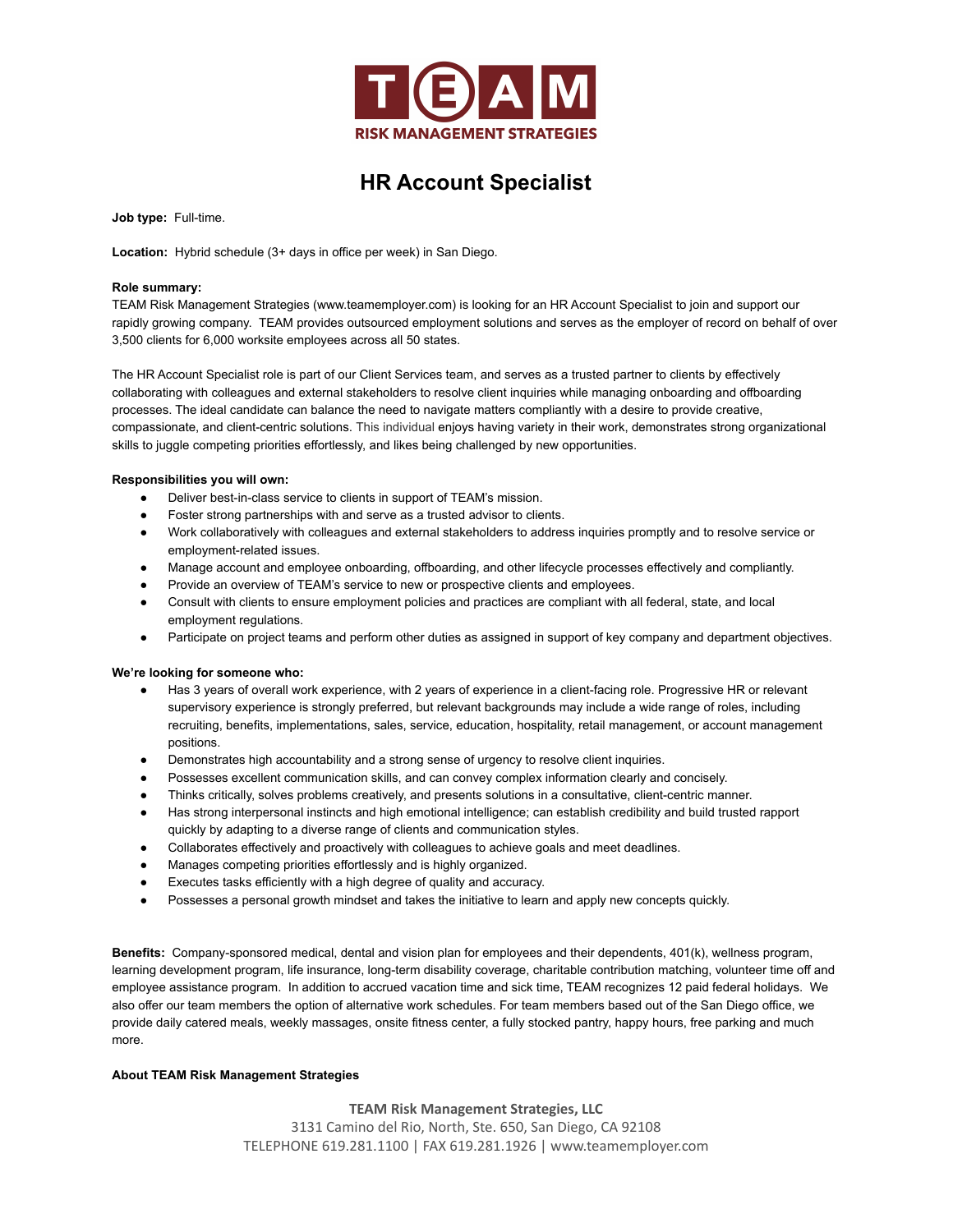# HR Account Specialist

**Job type:** Full-time.

**Location:** Hybrid schedule (3+ days in office per week) in San Diego.

**Role summary:**
TEAM Risk Management Strategies (www.teamemployer.com) is looking for an HR Account Specialist to join and support our rapidly growing company. TEAM provides outsourced employment solutions and serves as the employer of record on behalf of over 3,500 clients for 6,000 worksite employees across all 50 states.

The HR Account Specialist role is part of our Client Services team, and serves as a trusted partner to clients by effectively collaborating with colleagues and external stakeholders to resolve client inquiries while managing onboarding and offboarding processes. The ideal candidate can balance the need to navigate matters compliantly with a desire to provide creative, compassionate, and client-centric solutions. This individual enjoys having variety in their work, demonstrates strong organizational skills to juggle competing priorities effortlessly, and likes being challenged by new opportunities.

**Responsibilities you will own:**

- Deliver best-in-class service to clients in support of TEAM's mission.
- Foster strong partnerships with and serve as a trusted advisor to clients.
- Work collaboratively with colleagues and external stakeholders to address inquiries promptly and to resolve service or employment-related issues.
- Manage account and employee onboarding, offboarding, and other lifecycle processes effectively and compliantly.
- Provide an overview of TEAM's service to new or prospective clients and employees.
- Consult with clients to ensure employment policies and practices are compliant with all federal, state, and local employment regulations.
- Participate on project teams and perform other duties as assigned in support of key company and department objectives.

**We're looking for someone who:**

- Has 3 years of overall work experience, with 2 years of experience in a client-facing role. Progressive HR or relevant supervisory experience is strongly preferred, but relevant backgrounds may include a wide range of roles, including recruiting, benefits, implementations, sales, service, education, hospitality, retail management, or account management positions.
- Demonstrates high accountability and a strong sense of urgency to resolve client inquiries.
- Possesses excellent communication skills, and can convey complex information clearly and concisely.
- Thinks critically, solves problems creatively, and presents solutions in a consultative, client-centric manner.
- Has strong interpersonal instincts and high emotional intelligence; can establish credibility and build trusted rapport quickly by adapting to a diverse range of clients and communication styles.
- Collaborates effectively and proactively with colleagues to achieve goals and meet deadlines.
- Manages competing priorities effortlessly and is highly organized.
- Executes tasks efficiently with a high degree of quality and accuracy.
- Possesses a personal growth mindset and takes the initiative to learn and apply new concepts quickly.

**Benefits:** Company-sponsored medical, dental and vision plan for employees and their dependents, 401(k), wellness program, learning development program, life insurance, long-term disability coverage, charitable contribution matching, volunteer time off and employee assistance program. In addition to accrued vacation time and sick time, TEAM recognizes 12 paid federal holidays. We also offer our team members the option of alternative work schedules. For team members based out of the San Diego office, we provide daily catered meals, weekly massages, onsite fitness center, a fully stocked pantry, happy hours, free parking and much more.

**About TEAM Risk Management Strategies**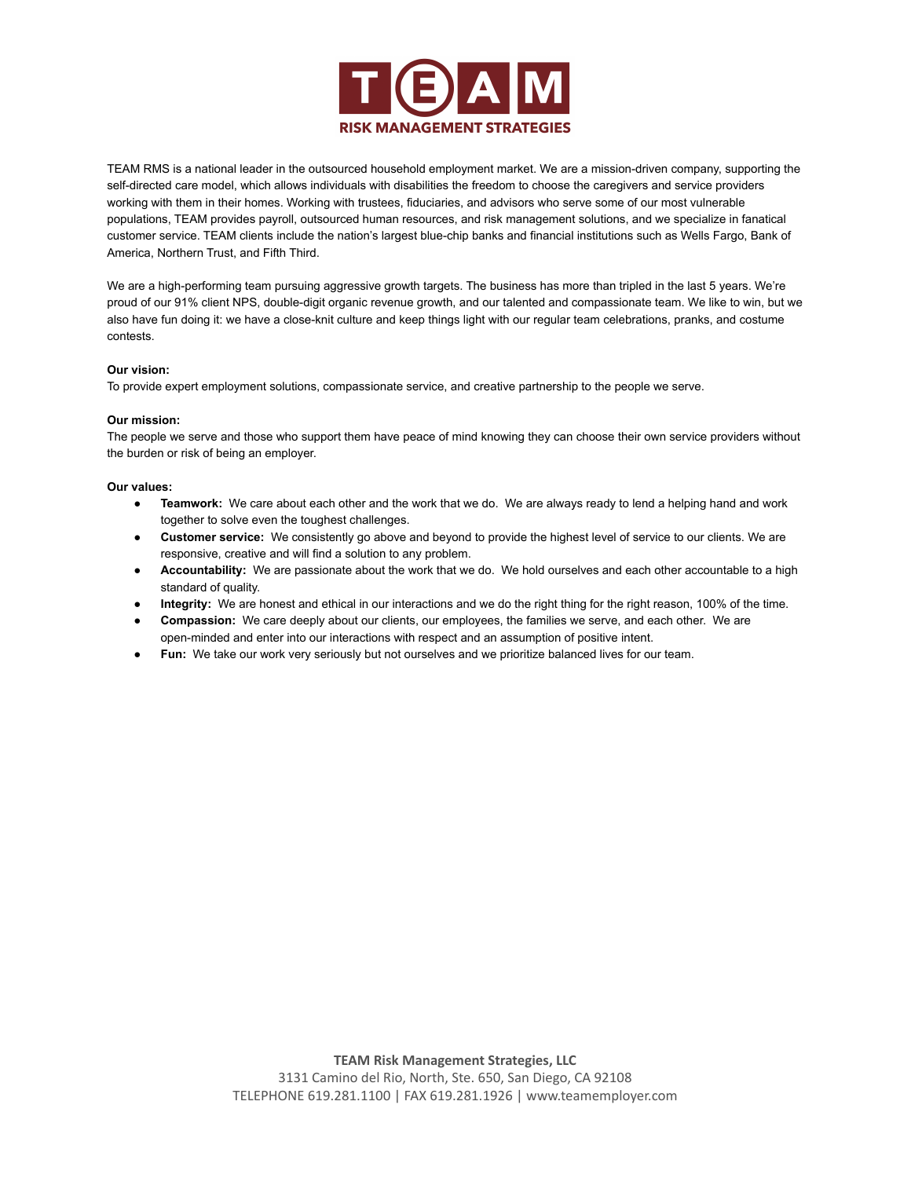TEAM RMS is a national leader in the outsourced household employment market. We are a mission-driven company, supporting the self-directed care model, which allows individuals with disabilities the freedom to choose the caregivers and service providers working with them in their homes. Working with trustees, fiduciaries, and advisors who serve some of our most vulnerable populations, TEAM provides payroll, outsourced human resources, and risk management solutions, and we specialize in fanatical customer service. TEAM clients include the nation's largest blue-chip banks and financial institutions such as Wells Fargo, Bank of America, Northern Trust, and Fifth Third.

We are a high-performing team pursuing aggressive growth targets. The business has more than tripled in the last 5 years. We're proud of our 91% client NPS, double-digit organic revenue growth, and our talented and compassionate team. We like to win, but we also have fun doing it: we have a close-knit culture and keep things light with our regular team celebrations, pranks, and costume contests.

**Our vision:**

To provide expert employment solutions, compassionate service, and creative partnership to the people we serve.

**Our mission:**

The people we serve and those who support them have peace of mind knowing they can choose their own service providers without the burden or risk of being an employer.

**Our values:**

- **Teamwork:** We care about each other and the work that we do. We are always ready to lend a helping hand and work together to solve even the toughest challenges.
- **Customer service:** We consistently go above and beyond to provide the highest level of service to our clients. We are responsive, creative and will find a solution to any problem.
- **Accountability:** We are passionate about the work that we do. We hold ourselves and each other accountable to a high standard of quality.
- **Integrity:** We are honest and ethical in our interactions and we do the right thing for the right reason, 100% of the time.
- **Compassion:** We care deeply about our clients, our employees, the families we serve, and each other. We are open-minded and enter into our interactions with respect and an assumption of positive intent.
- **Fun:** We take our work very seriously but not ourselves and we prioritize balanced lives for our team.